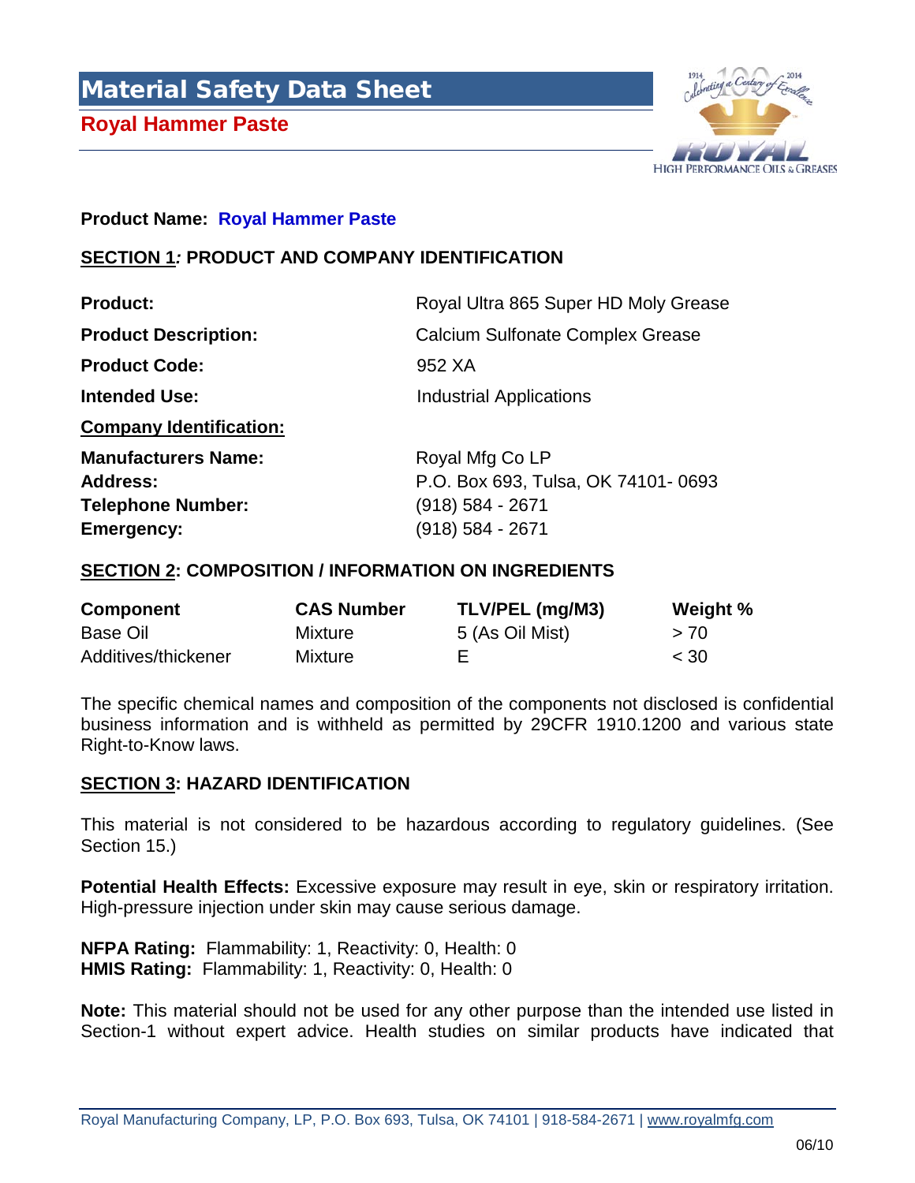# Material Safety Data Sheet

## Royal Hammer Paste

**Product Name:** **Royal Hammer Paste**

## SECTION 1*:* PRODUCT AND COMPANY IDENTIFICATION

| | |
|---|---|
| **Product:** | Royal Ultra 865 Super HD Moly Grease |
| **Product Description:** | Calcium Sulfonate Complex Grease |
| **Product Code:** | 952 XA |
| **Intended Use:** | Industrial Applications |
| **Company Identification:** | |
| **Manufacturers Name:** | Royal Mfg Co LP |
| **Address:** | P.O. Box 693, Tulsa, OK 74101- 0693 |
| **Telephone Number:** | (918) 584 - 2671 |
| **Emergency:** | (918) 584 - 2671 |

## SECTION 2: COMPOSITION / INFORMATION ON INGREDIENTS

| Component | CAS Number | TLV/PEL (mg/M3) | Weight % |
|---|---|---|---|
| Base Oil | Mixture | 5 (As Oil Mist) | > 70 |
| Additives/thickener | Mixture | E | < 30 |

The specific chemical names and composition of the components not disclosed is confidential business information and is withheld as permitted by 29CFR 1910.1200 and various state Right-to-Know laws.

## SECTION 3: HAZARD IDENTIFICATION

This material is not considered to be hazardous according to regulatory guidelines. (See Section 15.)

**Potential Health Effects:** Excessive exposure may result in eye, skin or respiratory irritation. High-pressure injection under skin may cause serious damage.

**NFPA Rating:** Flammability: 1, Reactivity: 0, Health: 0
**HMIS Rating:** Flammability: 1, Reactivity: 0, Health: 0

**Note:** This material should not be used for any other purpose than the intended use listed in Section-1 without expert advice. Health studies on similar products have indicated that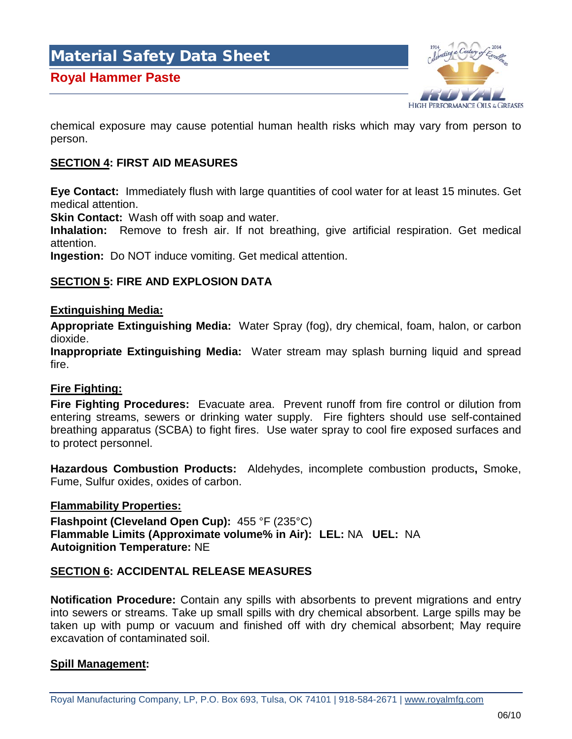chemical exposure may cause potential human health risks which may vary from person to person.

## SECTION 4: FIRST AID MEASURES

**Eye Contact:** Immediately flush with large quantities of cool water for at least 15 minutes. Get medical attention.
**Skin Contact:** Wash off with soap and water.
**Inhalation:** Remove to fresh air. If not breathing, give artificial respiration. Get medical attention.
**Ingestion:** Do NOT induce vomiting. Get medical attention.

## SECTION 5: FIRE AND EXPLOSION DATA

### Extinguishing Media:

**Appropriate Extinguishing Media:** Water Spray (fog), dry chemical, foam, halon, or carbon dioxide.
**Inappropriate Extinguishing Media:** Water stream may splash burning liquid and spread fire.

### Fire Fighting:

**Fire Fighting Procedures:** Evacuate area. Prevent runoff from fire control or dilution from entering streams, sewers or drinking water supply. Fire fighters should use self-contained breathing apparatus (SCBA) to fight fires. Use water spray to cool fire exposed surfaces and to protect personnel.

**Hazardous Combustion Products:** Aldehydes, incomplete combustion products**,** Smoke, Fume, Sulfur oxides, oxides of carbon.

### Flammability Properties:

**Flashpoint (Cleveland Open Cup):** 455 °F (235°C)
**Flammable Limits (Approximate volume% in Air): LEL:** NA **UEL:** NA
**Autoignition Temperature:** NE

## SECTION 6: ACCIDENTAL RELEASE MEASURES

**Notification Procedure:** Contain any spills with absorbents to prevent migrations and entry into sewers or streams. Take up small spills with dry chemical absorbent. Large spills may be taken up with pump or vacuum and finished off with dry chemical absorbent; May require excavation of contaminated soil.

### Spill Management: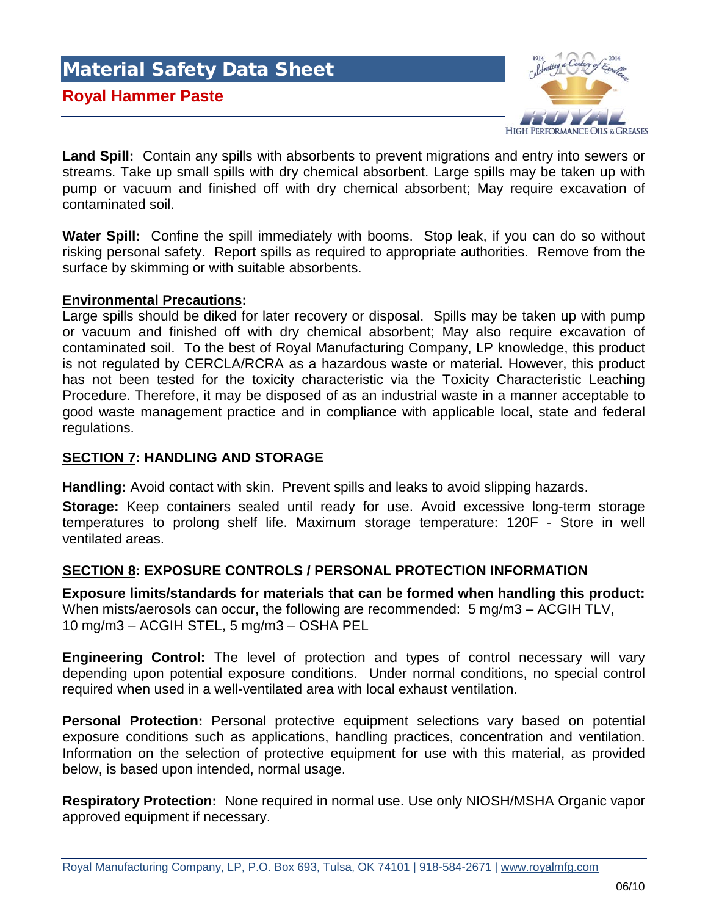**Land Spill:** Contain any spills with absorbents to prevent migrations and entry into sewers or streams. Take up small spills with dry chemical absorbent. Large spills may be taken up with pump or vacuum and finished off with dry chemical absorbent; May require excavation of contaminated soil.

**Water Spill:** Confine the spill immediately with booms. Stop leak, if you can do so without risking personal safety. Report spills as required to appropriate authorities. Remove from the surface by skimming or with suitable absorbents.

**Environmental Precautions:**
Large spills should be diked for later recovery or disposal. Spills may be taken up with pump or vacuum and finished off with dry chemical absorbent; May also require excavation of contaminated soil. To the best of Royal Manufacturing Company, LP knowledge, this product is not regulated by CERCLA/RCRA as a hazardous waste or material. However, this product has not been tested for the toxicity characteristic via the Toxicity Characteristic Leaching Procedure. Therefore, it may be disposed of as an industrial waste in a manner acceptable to good waste management practice and in compliance with applicable local, state and federal regulations.

## SECTION 7: HANDLING AND STORAGE

**Handling:** Avoid contact with skin. Prevent spills and leaks to avoid slipping hazards.

**Storage:** Keep containers sealed until ready for use. Avoid excessive long-term storage temperatures to prolong shelf life. Maximum storage temperature: 120F - Store in well ventilated areas.

## SECTION 8: EXPOSURE CONTROLS / PERSONAL PROTECTION INFORMATION

**Exposure limits/standards for materials that can be formed when handling this product:**
When mists/aerosols can occur, the following are recommended: 5 mg/m3 – ACGIH TLV, 10 mg/m3 – ACGIH STEL, 5 mg/m3 – OSHA PEL

**Engineering Control:** The level of protection and types of control necessary will vary depending upon potential exposure conditions. Under normal conditions, no special control required when used in a well-ventilated area with local exhaust ventilation.

**Personal Protection:** Personal protective equipment selections vary based on potential exposure conditions such as applications, handling practices, concentration and ventilation. Information on the selection of protective equipment for use with this material, as provided below, is based upon intended, normal usage.

**Respiratory Protection:** None required in normal use. Use only NIOSH/MSHA Organic vapor approved equipment if necessary.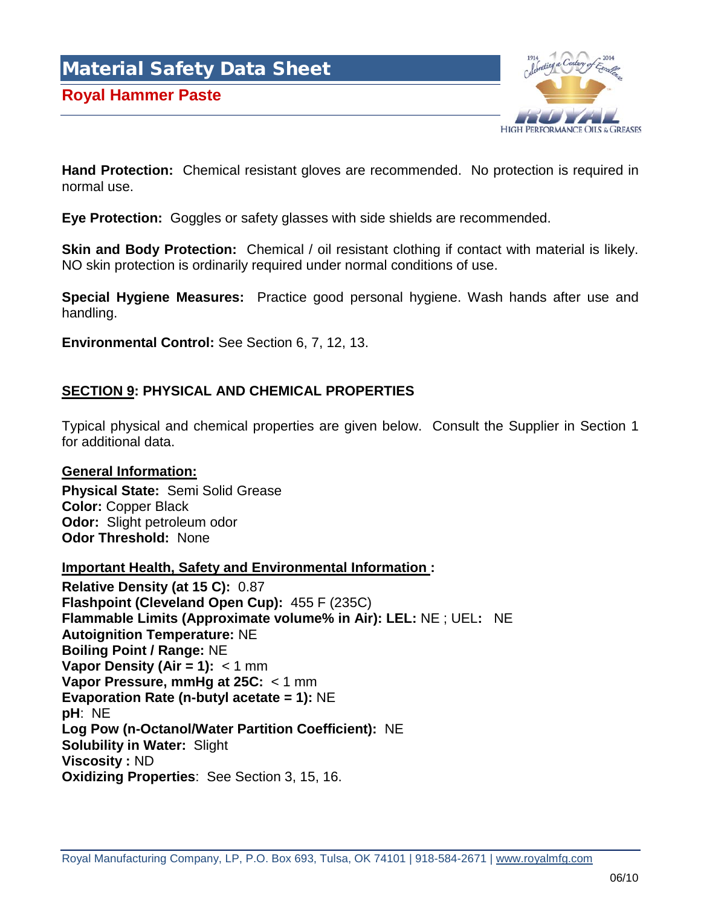**Hand Protection:** Chemical resistant gloves are recommended. No protection is required in normal use.

**Eye Protection:** Goggles or safety glasses with side shields are recommended.

**Skin and Body Protection:** Chemical / oil resistant clothing if contact with material is likely. NO skin protection is ordinarily required under normal conditions of use.

**Special Hygiene Measures:** Practice good personal hygiene. Wash hands after use and handling.

**Environmental Control:** See Section 6, 7, 12, 13.

## SECTION 9: PHYSICAL AND CHEMICAL PROPERTIES

Typical physical and chemical properties are given below. Consult the Supplier in Section 1 for additional data.

**General Information:**

**Physical State:** Semi Solid Grease
**Color:** Copper Black
**Odor:** Slight petroleum odor
**Odor Threshold:** None

**Important Health, Safety and Environmental Information :**

**Relative Density (at 15 C):** 0.87
**Flashpoint (Cleveland Open Cup):** 455 F (235C)
**Flammable Limits (Approximate volume% in Air): LEL:** NE ; UEL**:** NE
**Autoignition Temperature:** NE
**Boiling Point / Range:** NE
**Vapor Density (Air = 1):** < 1 mm
**Vapor Pressure, mmHg at 25C:** < 1 mm
**Evaporation Rate (n-butyl acetate = 1):** NE
**pH**: NE
**Log Pow (n-Octanol/Water Partition Coefficient):** NE
**Solubility in Water:** Slight
**Viscosity :** ND
**Oxidizing Properties**: See Section 3, 15, 16.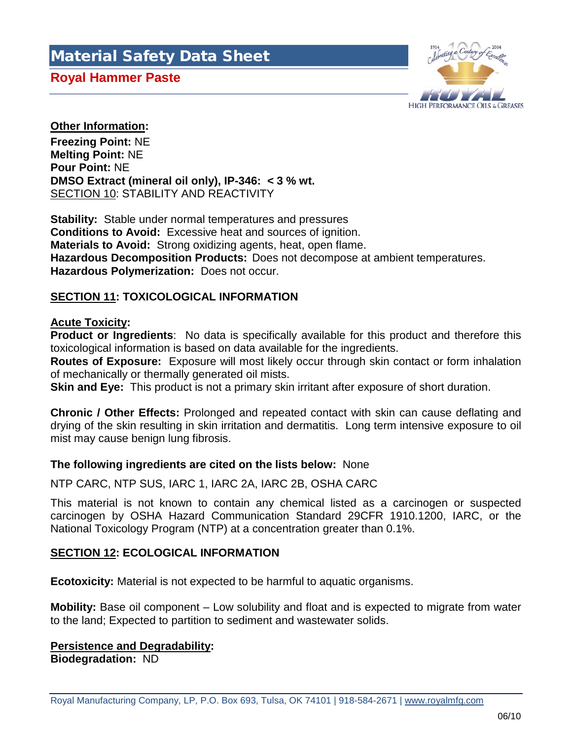**Other Information:**

**Freezing Point:** NE
**Melting Point:** NE
**Pour Point:** NE
**DMSO Extract (mineral oil only), IP-346: < 3 % wt.**

## SECTION 10: STABILITY AND REACTIVITY

**Stability:** Stable under normal temperatures and pressures
**Conditions to Avoid:** Excessive heat and sources of ignition.
**Materials to Avoid:** Strong oxidizing agents, heat, open flame.
**Hazardous Decomposition Products:** Does not decompose at ambient temperatures.
**Hazardous Polymerization:** Does not occur.

## SECTION 11: TOXICOLOGICAL INFORMATION

**Acute Toxicity:**

**Product or Ingredients**: No data is specifically available for this product and therefore this toxicological information is based on data available for the ingredients.
**Routes of Exposure:** Exposure will most likely occur through skin contact or form inhalation of mechanically or thermally generated oil mists.
**Skin and Eye:** This product is not a primary skin irritant after exposure of short duration.

**Chronic / Other Effects:** Prolonged and repeated contact with skin can cause deflating and drying of the skin resulting in skin irritation and dermatitis. Long term intensive exposure to oil mist may cause benign lung fibrosis.

**The following ingredients are cited on the lists below:** None

NTP CARC, NTP SUS, IARC 1, IARC 2A, IARC 2B, OSHA CARC

This material is not known to contain any chemical listed as a carcinogen or suspected carcinogen by OSHA Hazard Communication Standard 29CFR 1910.1200, IARC, or the National Toxicology Program (NTP) at a concentration greater than 0.1%.

## SECTION 12: ECOLOGICAL INFORMATION

**Ecotoxicity:** Material is not expected to be harmful to aquatic organisms.

**Mobility:** Base oil component – Low solubility and float and is expected to migrate from water to the land; Expected to partition to sediment and wastewater solids.

**Persistence and Degradability:**
**Biodegradation:** ND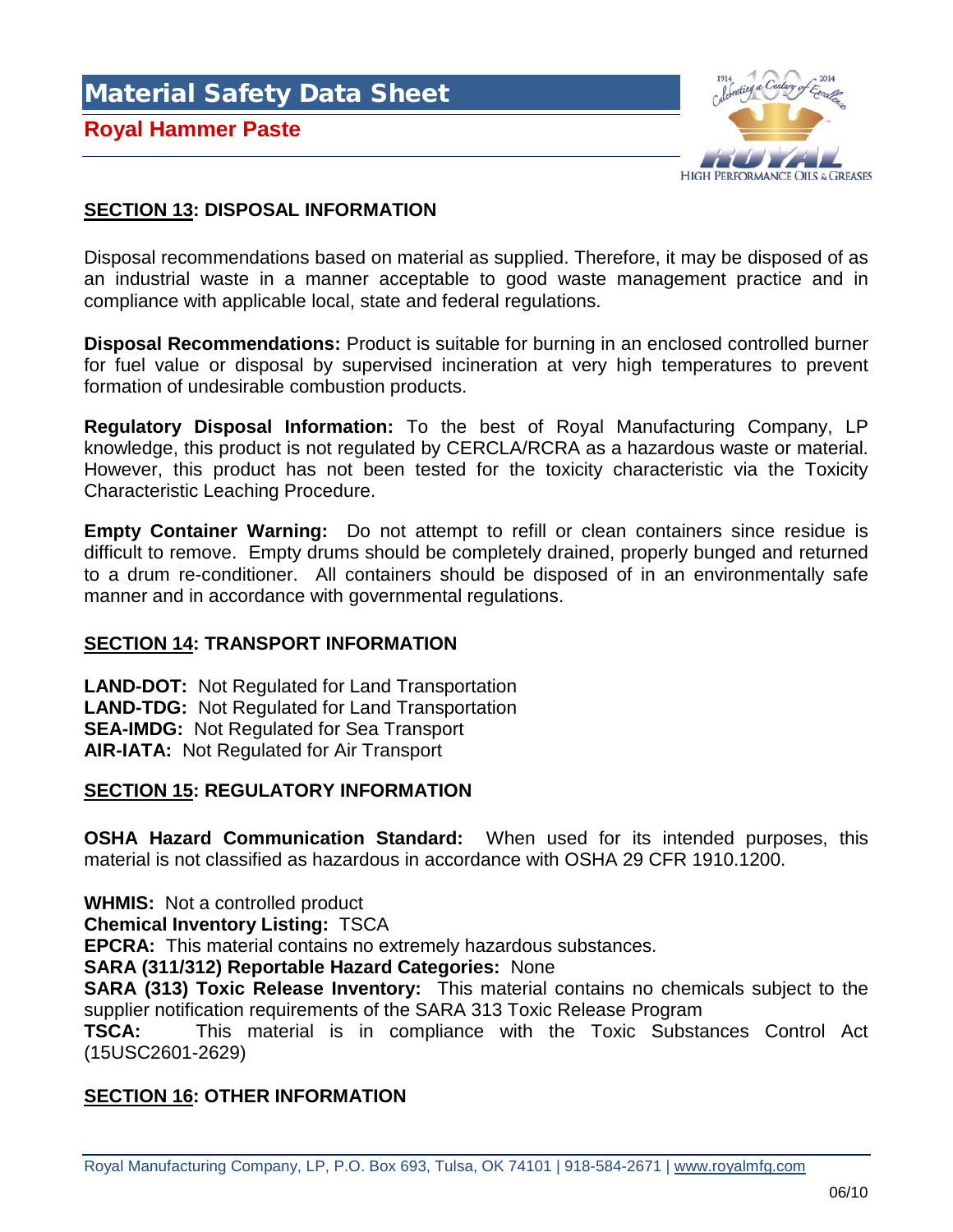## SECTION 13: DISPOSAL INFORMATION

Disposal recommendations based on material as supplied. Therefore, it may be disposed of as an industrial waste in a manner acceptable to good waste management practice and in compliance with applicable local, state and federal regulations.

**Disposal Recommendations:** Product is suitable for burning in an enclosed controlled burner for fuel value or disposal by supervised incineration at very high temperatures to prevent formation of undesirable combustion products.

**Regulatory Disposal Information:** To the best of Royal Manufacturing Company, LP knowledge, this product is not regulated by CERCLA/RCRA as a hazardous waste or material. However, this product has not been tested for the toxicity characteristic via the Toxicity Characteristic Leaching Procedure.

**Empty Container Warning:** Do not attempt to refill or clean containers since residue is difficult to remove. Empty drums should be completely drained, properly bunged and returned to a drum re-conditioner. All containers should be disposed of in an environmentally safe manner and in accordance with governmental regulations.

## SECTION 14: TRANSPORT INFORMATION

**LAND-DOT:** Not Regulated for Land Transportation
**LAND-TDG:** Not Regulated for Land Transportation
**SEA-IMDG:** Not Regulated for Sea Transport
**AIR-IATA:** Not Regulated for Air Transport

## SECTION 15: REGULATORY INFORMATION

**OSHA Hazard Communication Standard:** When used for its intended purposes, this material is not classified as hazardous in accordance with OSHA 29 CFR 1910.1200.

**WHMIS:** Not a controlled product
**Chemical Inventory Listing:** TSCA
**EPCRA:** This material contains no extremely hazardous substances.
**SARA (311/312) Reportable Hazard Categories:** None
**SARA (313) Toxic Release Inventory:** This material contains no chemicals subject to the supplier notification requirements of the SARA 313 Toxic Release Program
**TSCA:** This material is in compliance with the Toxic Substances Control Act (15USC2601-2629)

## SECTION 16: OTHER INFORMATION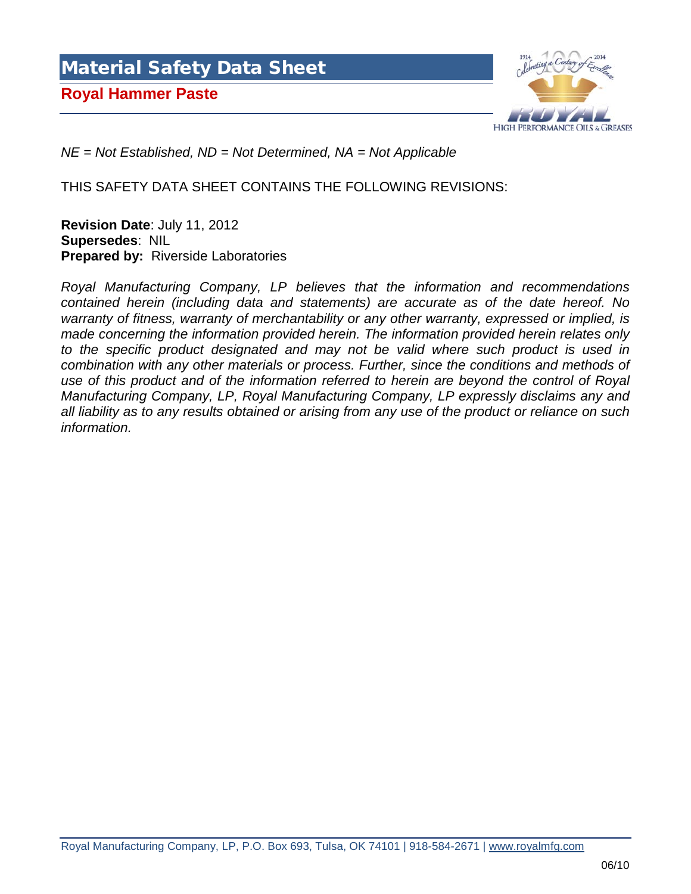*NE = Not Established, ND = Not Determined, NA = Not Applicable*

THIS SAFETY DATA SHEET CONTAINS THE FOLLOWING REVISIONS:

**Revision Date**: July 11, 2012
**Supersedes**: NIL
**Prepared by:** Riverside Laboratories

*Royal Manufacturing Company, LP believes that the information and recommendations contained herein (including data and statements) are accurate as of the date hereof. No warranty of fitness, warranty of merchantability or any other warranty, expressed or implied, is made concerning the information provided herein. The information provided herein relates only to the specific product designated and may not be valid where such product is used in combination with any other materials or process. Further, since the conditions and methods of use of this product and of the information referred to herein are beyond the control of Royal Manufacturing Company, LP, Royal Manufacturing Company, LP expressly disclaims any and all liability as to any results obtained or arising from any use of the product or reliance on such information.*